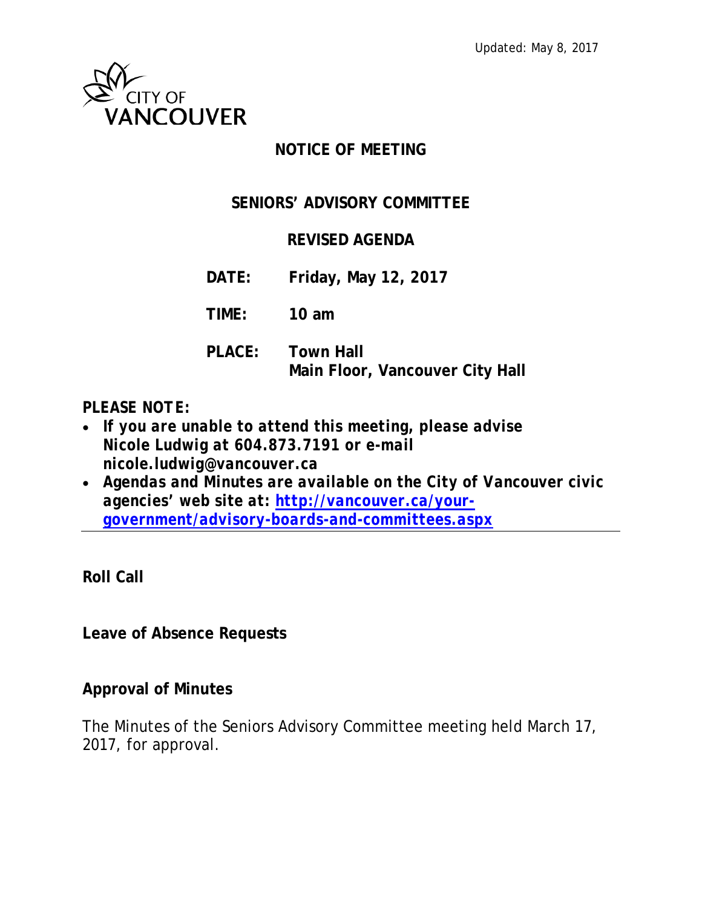Updated: May 8, 2017

CITY OF VANCOUVER

# NOTICE OF MEETING

## SENIORS' ADVISORY COMMITTEE

## REVISED AGENDA

**DATE:** **Friday, May 12, 2017**

**TIME:** **10 am**

**PLACE:** **Town Hall**
**Main Floor, Vancouver City Hall**

***PLEASE NOTE:***

- ***If you are unable to attend this meeting, please advise Nicole Ludwig at 604.873.7191 or e-mail nicole.ludwig@vancouver.ca***
- ***Agendas and Minutes are available on the City of Vancouver civic agencies' web site at: [http://vancouver.ca/your-government/advisory-boards-and-committees.aspx](http://vancouver.ca/your-government/advisory-boards-and-committees.aspx)***

---

**Roll Call**

**Leave of Absence Requests**

**Approval of Minutes**

The Minutes of the Seniors Advisory Committee meeting held March 17, 2017, for approval.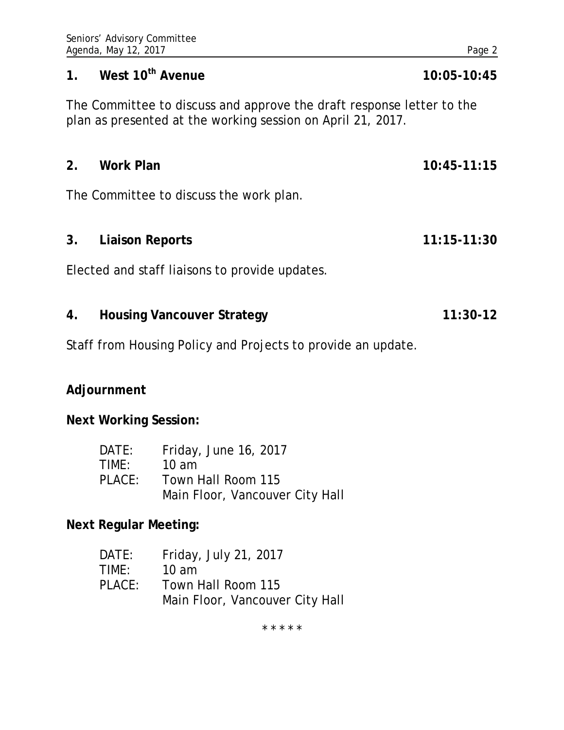## 1. West 10th Avenue 10:05-10:45

The Committee to discuss and approve the draft response letter to the plan as presented at the working session on April 21, 2017.

## 2. Work Plan 10:45-11:15

The Committee to discuss the work plan.

## 3. Liaison Reports 11:15-11:30

Elected and staff liaisons to provide updates.

## 4. Housing Vancouver Strategy 11:30-12

Staff from Housing Policy and Projects to provide an update.

**Adjournment**

**Next Working Session:**

DATE: Friday, June 16, 2017
TIME: 10 am
PLACE: Town Hall Room 115
Main Floor, Vancouver City Hall

**Next Regular Meeting:**

DATE: Friday, July 21, 2017
TIME: 10 am
PLACE: Town Hall Room 115
Main Floor, Vancouver City Hall

* * * * *